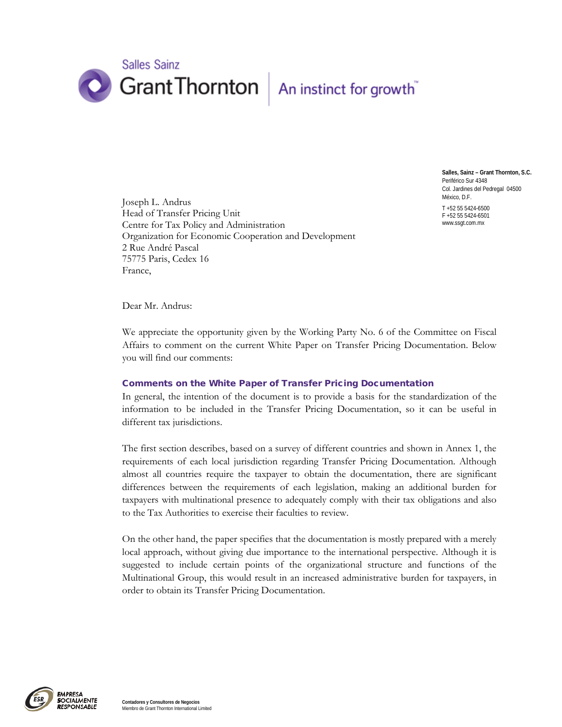Salles Sainz

Grant Thornton | An instinct for growth™

**Salles, Sainz – Grant Thornton, S.C.**
Periférico Sur 4348
Col. Jardines del Pedregal 04500
México, D.F.

T +52 55 5424-6500
F +52 55 5424-6501
www.ssgt.com.mx

Joseph L. Andrus
Head of Transfer Pricing Unit
Centre for Tax Policy and Administration
Organization for Economic Cooperation and Development
2 Rue André Pascal
75775 Paris, Cedex 16
France,

Dear Mr. Andrus:

We appreciate the opportunity given by the Working Party No. 6 of the Committee on Fiscal Affairs to comment on the current White Paper on Transfer Pricing Documentation. Below you will find our comments:

## Comments on the White Paper of Transfer Pricing Documentation

In general, the intention of the document is to provide a basis for the standardization of the information to be included in the Transfer Pricing Documentation, so it can be useful in different tax jurisdictions.

The first section describes, based on a survey of different countries and shown in Annex 1, the requirements of each local jurisdiction regarding Transfer Pricing Documentation. Although almost all countries require the taxpayer to obtain the documentation, there are significant differences between the requirements of each legislation, making an additional burden for taxpayers with multinational presence to adequately comply with their tax obligations and also to the Tax Authorities to exercise their faculties to review.

On the other hand, the paper specifies that the documentation is mostly prepared with a merely local approach, without giving due importance to the international perspective. Although it is suggested to include certain points of the organizational structure and functions of the Multinational Group, this would result in an increased administrative burden for taxpayers, in order to obtain its Transfer Pricing Documentation.

EMPRESA SOCIALMENTE RESPONSABLE

**Contadores y Consultores de Negocios**
Miembro de Grant Thornton International Limited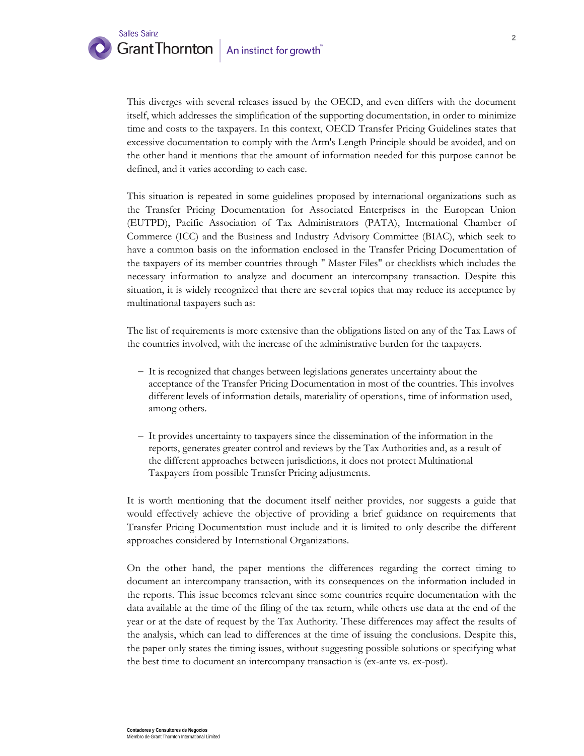This diverges with several releases issued by the OECD, and even differs with the document itself, which addresses the simplification of the supporting documentation, in order to minimize time and costs to the taxpayers. In this context, OECD Transfer Pricing Guidelines states that excessive documentation to comply with the Arm's Length Principle should be avoided, and on the other hand it mentions that the amount of information needed for this purpose cannot be defined, and it varies according to each case.

This situation is repeated in some guidelines proposed by international organizations such as the Transfer Pricing Documentation for Associated Enterprises in the European Union (EUTPD), Pacific Association of Tax Administrators (PATA), International Chamber of Commerce (ICC) and the Business and Industry Advisory Committee (BIAC), which seek to have a common basis on the information enclosed in the Transfer Pricing Documentation of the taxpayers of its member countries through " Master Files" or checklists which includes the necessary information to analyze and document an intercompany transaction. Despite this situation, it is widely recognized that there are several topics that may reduce its acceptance by multinational taxpayers such as:

The list of requirements is more extensive than the obligations listed on any of the Tax Laws of the countries involved, with the increase of the administrative burden for the taxpayers.

- It is recognized that changes between legislations generates uncertainty about the acceptance of the Transfer Pricing Documentation in most of the countries. This involves different levels of information details, materiality of operations, time of information used, among others.

- It provides uncertainty to taxpayers since the dissemination of the information in the reports, generates greater control and reviews by the Tax Authorities and, as a result of the different approaches between jurisdictions, it does not protect Multinational Taxpayers from possible Transfer Pricing adjustments.

It is worth mentioning that the document itself neither provides, nor suggests a guide that would effectively achieve the objective of providing a brief guidance on requirements that Transfer Pricing Documentation must include and it is limited to only describe the different approaches considered by International Organizations.

On the other hand, the paper mentions the differences regarding the correct timing to document an intercompany transaction, with its consequences on the information included in the reports. This issue becomes relevant since some countries require documentation with the data available at the time of the filing of the tax return, while others use data at the end of the year or at the date of request by the Tax Authority. These differences may affect the results of the analysis, which can lead to differences at the time of issuing the conclusions. Despite this, the paper only states the timing issues, without suggesting possible solutions or specifying what the best time to document an intercompany transaction is (ex-ante vs. ex-post).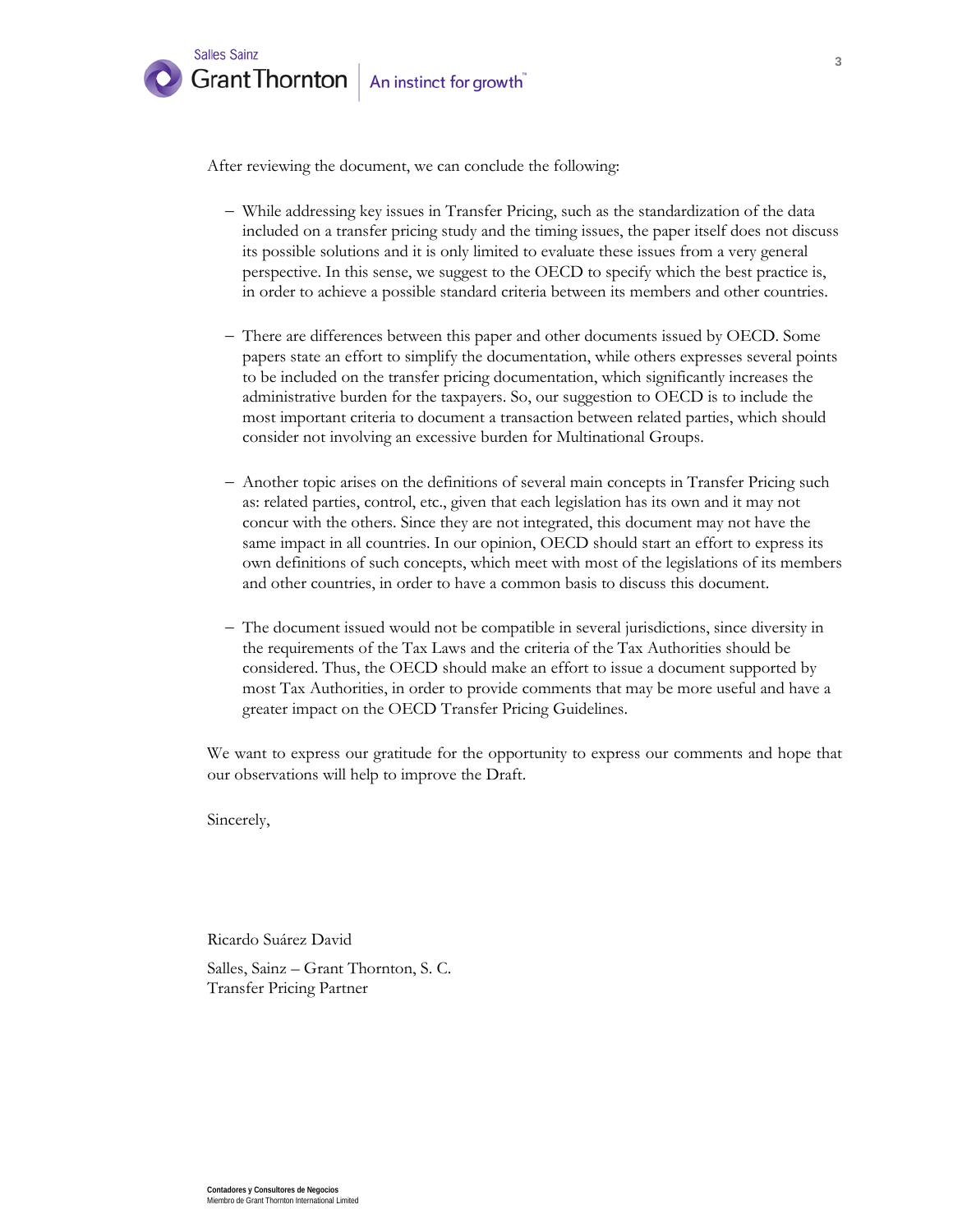After reviewing the document, we can conclude the following:

- While addressing key issues in Transfer Pricing, such as the standardization of the data included on a transfer pricing study and the timing issues, the paper itself does not discuss its possible solutions and it is only limited to evaluate these issues from a very general perspective. In this sense, we suggest to the OECD to specify which the best practice is, in order to achieve a possible standard criteria between its members and other countries.

- There are differences between this paper and other documents issued by OECD. Some papers state an effort to simplify the documentation, while others expresses several points to be included on the transfer pricing documentation, which significantly increases the administrative burden for the taxpayers. So, our suggestion to OECD is to include the most important criteria to document a transaction between related parties, which should consider not involving an excessive burden for Multinational Groups.

- Another topic arises on the definitions of several main concepts in Transfer Pricing such as: related parties, control, etc., given that each legislation has its own and it may not concur with the others. Since they are not integrated, this document may not have the same impact in all countries. In our opinion, OECD should start an effort to express its own definitions of such concepts, which meet with most of the legislations of its members and other countries, in order to have a common basis to discuss this document.

- The document issued would not be compatible in several jurisdictions, since diversity in the requirements of the Tax Laws and the criteria of the Tax Authorities should be considered. Thus, the OECD should make an effort to issue a document supported by most Tax Authorities, in order to provide comments that may be more useful and have a greater impact on the OECD Transfer Pricing Guidelines.

We want to express our gratitude for the opportunity to express our comments and hope that our observations will help to improve the Draft.

Sincerely,

Ricardo Suárez David

Salles, Sainz – Grant Thornton, S. C.
Transfer Pricing Partner